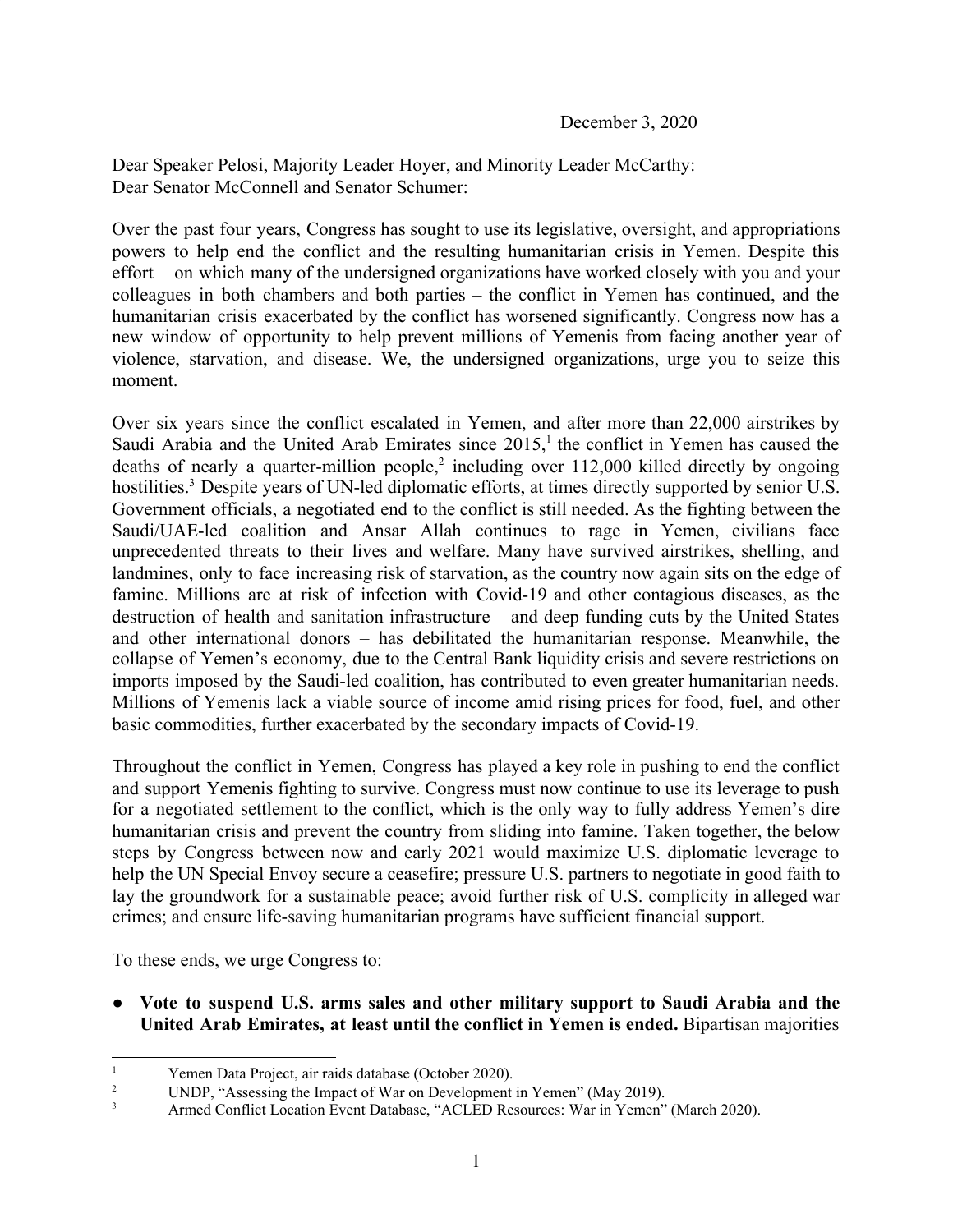December 3, 2020

Dear Speaker Pelosi, Majority Leader Hoyer, and Minority Leader McCarthy:
Dear Senator McConnell and Senator Schumer:

Over the past four years, Congress has sought to use its legislative, oversight, and appropriations powers to help end the conflict and the resulting humanitarian crisis in Yemen. Despite this effort – on which many of the undersigned organizations have worked closely with you and your colleagues in both chambers and both parties – the conflict in Yemen has continued, and the humanitarian crisis exacerbated by the conflict has worsened significantly. Congress now has a new window of opportunity to help prevent millions of Yemenis from facing another year of violence, starvation, and disease. We, the undersigned organizations, urge you to seize this moment.

Over six years since the conflict escalated in Yemen, and after more than 22,000 airstrikes by Saudi Arabia and the United Arab Emirates since 2015,[1] the conflict in Yemen has caused the deaths of nearly a quarter-million people,[2] including over 112,000 killed directly by ongoing hostilities.[3] Despite years of UN-led diplomatic efforts, at times directly supported by senior U.S. Government officials, a negotiated end to the conflict is still needed. As the fighting between the Saudi/UAE-led coalition and Ansar Allah continues to rage in Yemen, civilians face unprecedented threats to their lives and welfare. Many have survived airstrikes, shelling, and landmines, only to face increasing risk of starvation, as the country now again sits on the edge of famine. Millions are at risk of infection with Covid-19 and other contagious diseases, as the destruction of health and sanitation infrastructure – and deep funding cuts by the United States and other international donors – has debilitated the humanitarian response. Meanwhile, the collapse of Yemen's economy, due to the Central Bank liquidity crisis and severe restrictions on imports imposed by the Saudi-led coalition, has contributed to even greater humanitarian needs. Millions of Yemenis lack a viable source of income amid rising prices for food, fuel, and other basic commodities, further exacerbated by the secondary impacts of Covid-19.

Throughout the conflict in Yemen, Congress has played a key role in pushing to end the conflict and support Yemenis fighting to survive. Congress must now continue to use its leverage to push for a negotiated settlement to the conflict, which is the only way to fully address Yemen's dire humanitarian crisis and prevent the country from sliding into famine. Taken together, the below steps by Congress between now and early 2021 would maximize U.S. diplomatic leverage to help the UN Special Envoy secure a ceasefire; pressure U.S. partners to negotiate in good faith to lay the groundwork for a sustainable peace; avoid further risk of U.S. complicity in alleged war crimes; and ensure life-saving humanitarian programs have sufficient financial support.

To these ends, we urge Congress to:

- **Vote to suspend U.S. arms sales and other military support to Saudi Arabia and the United Arab Emirates, at least until the conflict in Yemen is ended.** Bipartisan majorities

---

[1] Yemen Data Project, air raids database (October 2020).

[2] UNDP, "Assessing the Impact of War on Development in Yemen" (May 2019).

[3] Armed Conflict Location Event Database, "ACLED Resources: War in Yemen" (March 2020).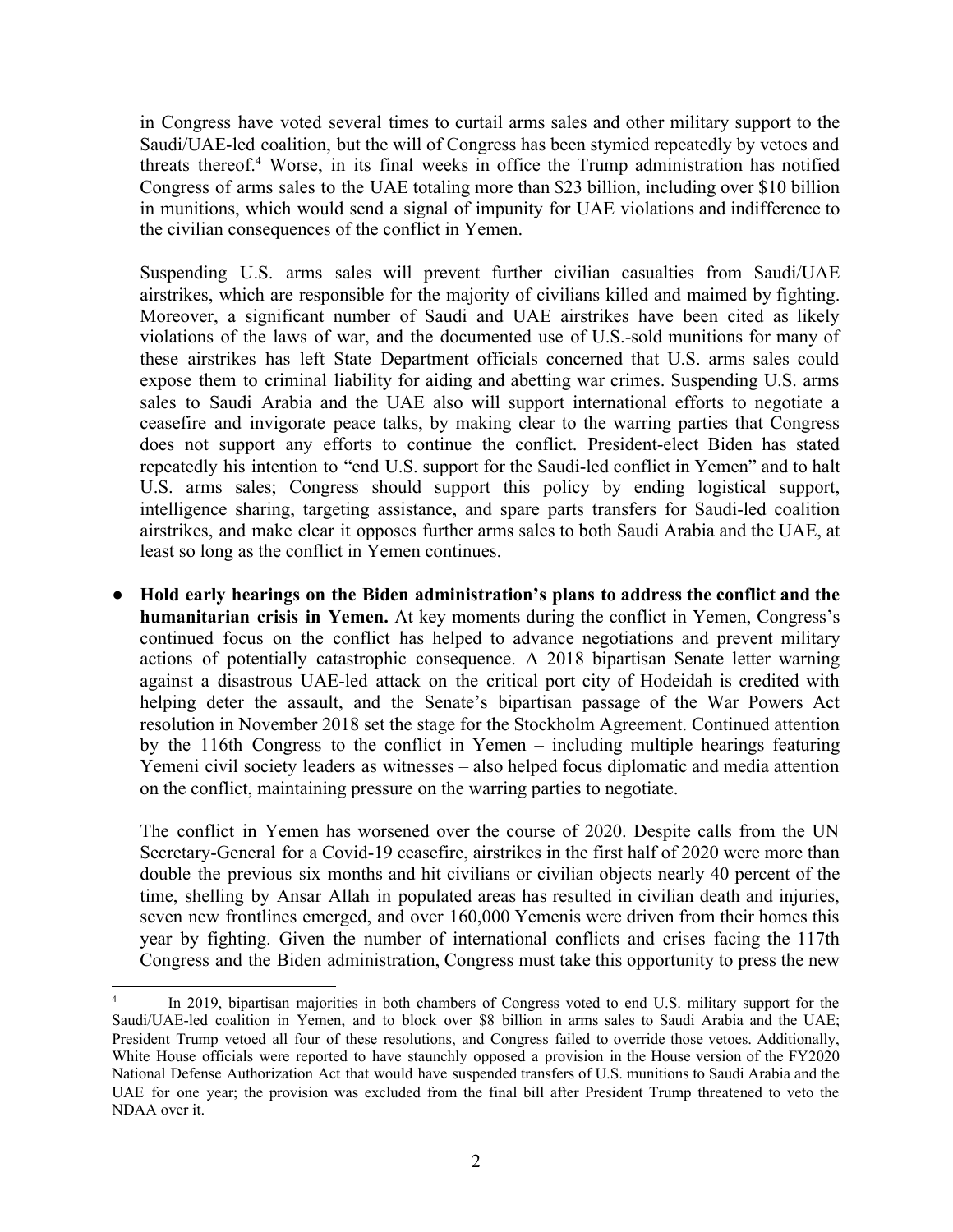in Congress have voted several times to curtail arms sales and other military support to the Saudi/UAE-led coalition, but the will of Congress has been stymied repeatedly by vetoes and threats thereof.[4] Worse, in its final weeks in office the Trump administration has notified Congress of arms sales to the UAE totaling more than $23 billion, including over $10 billion in munitions, which would send a signal of impunity for UAE violations and indifference to the civilian consequences of the conflict in Yemen.

Suspending U.S. arms sales will prevent further civilian casualties from Saudi/UAE airstrikes, which are responsible for the majority of civilians killed and maimed by fighting. Moreover, a significant number of Saudi and UAE airstrikes have been cited as likely violations of the laws of war, and the documented use of U.S.-sold munitions for many of these airstrikes has left State Department officials concerned that U.S. arms sales could expose them to criminal liability for aiding and abetting war crimes. Suspending U.S. arms sales to Saudi Arabia and the UAE also will support international efforts to negotiate a ceasefire and invigorate peace talks, by making clear to the warring parties that Congress does not support any efforts to continue the conflict. President-elect Biden has stated repeatedly his intention to "end U.S. support for the Saudi-led conflict in Yemen" and to halt U.S. arms sales; Congress should support this policy by ending logistical support, intelligence sharing, targeting assistance, and spare parts transfers for Saudi-led coalition airstrikes, and make clear it opposes further arms sales to both Saudi Arabia and the UAE, at least so long as the conflict in Yemen continues.

- **Hold early hearings on the Biden administration's plans to address the conflict and the humanitarian crisis in Yemen.** At key moments during the conflict in Yemen, Congress's continued focus on the conflict has helped to advance negotiations and prevent military actions of potentially catastrophic consequence. A 2018 bipartisan Senate letter warning against a disastrous UAE-led attack on the critical port city of Hodeidah is credited with helping deter the assault, and the Senate's bipartisan passage of the War Powers Act resolution in November 2018 set the stage for the Stockholm Agreement. Continued attention by the 116th Congress to the conflict in Yemen – including multiple hearings featuring Yemeni civil society leaders as witnesses – also helped focus diplomatic and media attention on the conflict, maintaining pressure on the warring parties to negotiate.

  The conflict in Yemen has worsened over the course of 2020. Despite calls from the UN Secretary-General for a Covid-19 ceasefire, airstrikes in the first half of 2020 were more than double the previous six months and hit civilians or civilian objects nearly 40 percent of the time, shelling by Ansar Allah in populated areas has resulted in civilian death and injuries, seven new frontlines emerged, and over 160,000 Yemenis were driven from their homes this year by fighting. Given the number of international conflicts and crises facing the 117th Congress and the Biden administration, Congress must take this opportunity to press the new

---

[4] In 2019, bipartisan majorities in both chambers of Congress voted to end U.S. military support for the Saudi/UAE-led coalition in Yemen, and to block over $8 billion in arms sales to Saudi Arabia and the UAE; President Trump vetoed all four of these resolutions, and Congress failed to override those vetoes. Additionally, White House officials were reported to have staunchly opposed a provision in the House version of the FY2020 National Defense Authorization Act that would have suspended transfers of U.S. munitions to Saudi Arabia and the UAE for one year; the provision was excluded from the final bill after President Trump threatened to veto the NDAA over it.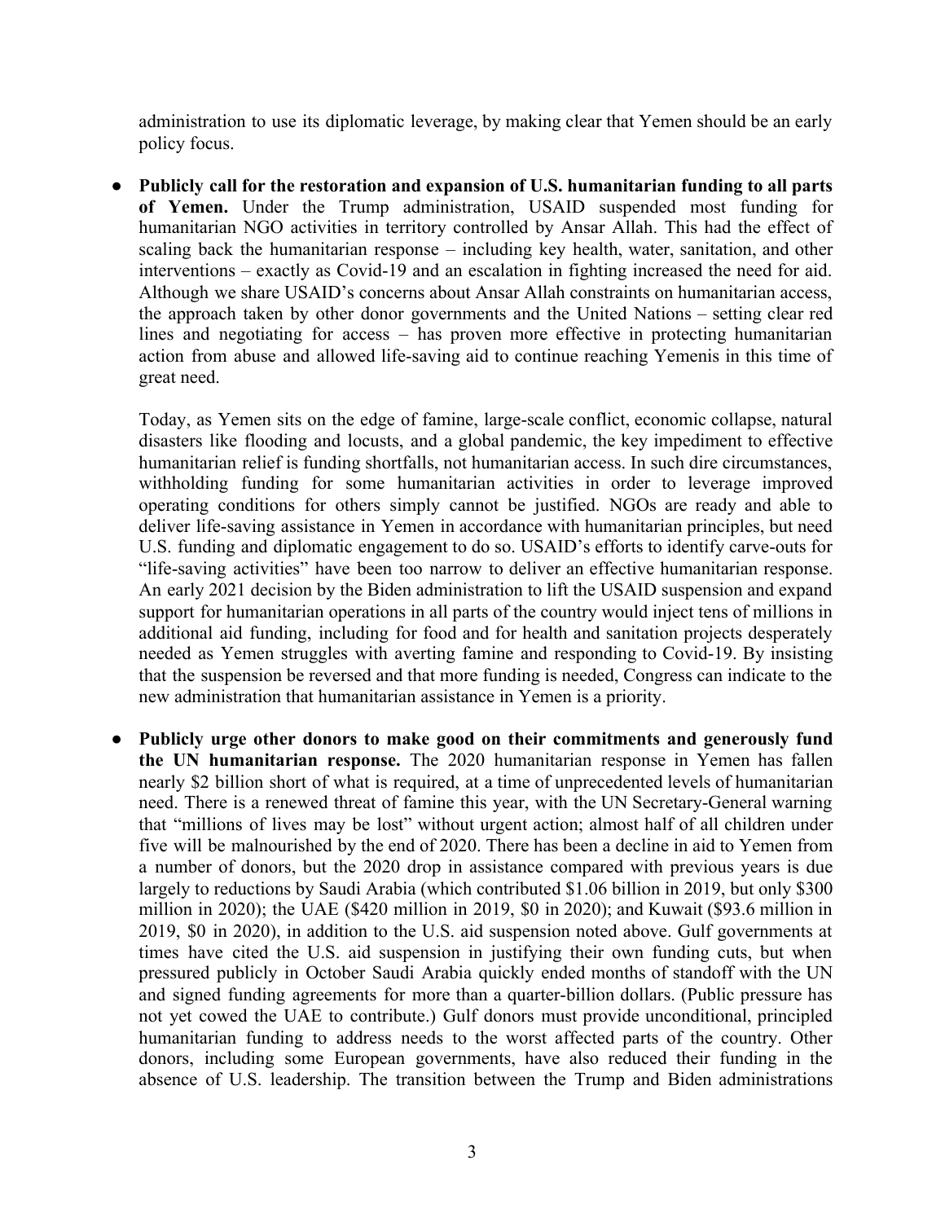administration to use its diplomatic leverage, by making clear that Yemen should be an early policy focus.

- **Publicly call for the restoration and expansion of U.S. humanitarian funding to all parts of Yemen.** Under the Trump administration, USAID suspended most funding for humanitarian NGO activities in territory controlled by Ansar Allah. This had the effect of scaling back the humanitarian response – including key health, water, sanitation, and other interventions – exactly as Covid-19 and an escalation in fighting increased the need for aid. Although we share USAID's concerns about Ansar Allah constraints on humanitarian access, the approach taken by other donor governments and the United Nations – setting clear red lines and negotiating for access – has proven more effective in protecting humanitarian action from abuse and allowed life-saving aid to continue reaching Yemenis in this time of great need.

  Today, as Yemen sits on the edge of famine, large-scale conflict, economic collapse, natural disasters like flooding and locusts, and a global pandemic, the key impediment to effective humanitarian relief is funding shortfalls, not humanitarian access. In such dire circumstances, withholding funding for some humanitarian activities in order to leverage improved operating conditions for others simply cannot be justified. NGOs are ready and able to deliver life-saving assistance in Yemen in accordance with humanitarian principles, but need U.S. funding and diplomatic engagement to do so. USAID's efforts to identify carve-outs for "life-saving activities" have been too narrow to deliver an effective humanitarian response. An early 2021 decision by the Biden administration to lift the USAID suspension and expand support for humanitarian operations in all parts of the country would inject tens of millions in additional aid funding, including for food and for health and sanitation projects desperately needed as Yemen struggles with averting famine and responding to Covid-19. By insisting that the suspension be reversed and that more funding is needed, Congress can indicate to the new administration that humanitarian assistance in Yemen is a priority.

- **Publicly urge other donors to make good on their commitments and generously fund the UN humanitarian response.** The 2020 humanitarian response in Yemen has fallen nearly $2 billion short of what is required, at a time of unprecedented levels of humanitarian need. There is a renewed threat of famine this year, with the UN Secretary-General warning that "millions of lives may be lost" without urgent action; almost half of all children under five will be malnourished by the end of 2020. There has been a decline in aid to Yemen from a number of donors, but the 2020 drop in assistance compared with previous years is due largely to reductions by Saudi Arabia (which contributed $1.06 billion in 2019, but only $300 million in 2020); the UAE ($420 million in 2019, $0 in 2020); and Kuwait ($93.6 million in 2019, $0 in 2020), in addition to the U.S. aid suspension noted above. Gulf governments at times have cited the U.S. aid suspension in justifying their own funding cuts, but when pressured publicly in October Saudi Arabia quickly ended months of standoff with the UN and signed funding agreements for more than a quarter-billion dollars. (Public pressure has not yet cowed the UAE to contribute.) Gulf donors must provide unconditional, principled humanitarian funding to address needs to the worst affected parts of the country. Other donors, including some European governments, have also reduced their funding in the absence of U.S. leadership. The transition between the Trump and Biden administrations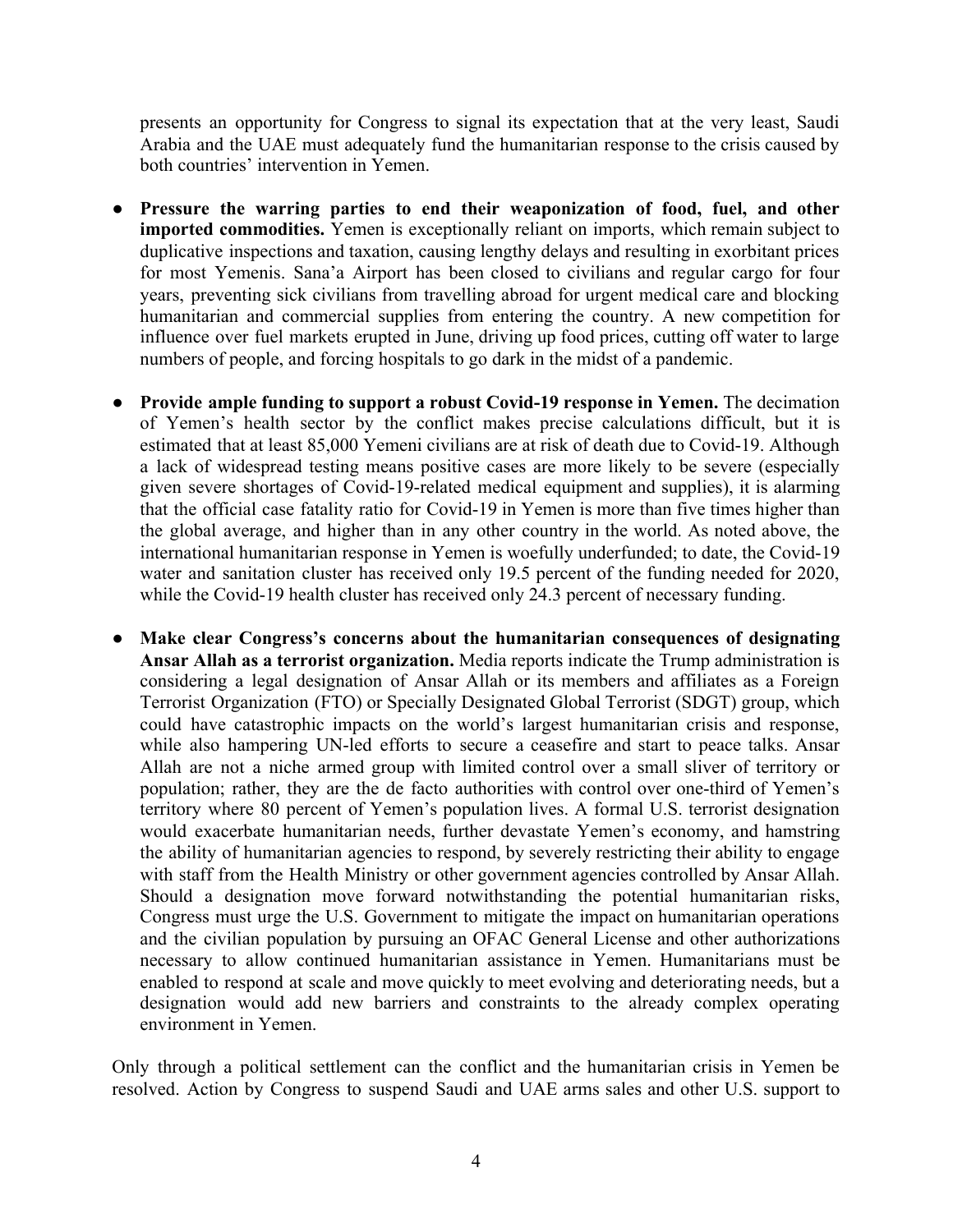presents an opportunity for Congress to signal its expectation that at the very least, Saudi Arabia and the UAE must adequately fund the humanitarian response to the crisis caused by both countries' intervention in Yemen.

- **Pressure the warring parties to end their weaponization of food, fuel, and other imported commodities.** Yemen is exceptionally reliant on imports, which remain subject to duplicative inspections and taxation, causing lengthy delays and resulting in exorbitant prices for most Yemenis. Sana'a Airport has been closed to civilians and regular cargo for four years, preventing sick civilians from travelling abroad for urgent medical care and blocking humanitarian and commercial supplies from entering the country. A new competition for influence over fuel markets erupted in June, driving up food prices, cutting off water to large numbers of people, and forcing hospitals to go dark in the midst of a pandemic.

- **Provide ample funding to support a robust Covid-19 response in Yemen.** The decimation of Yemen's health sector by the conflict makes precise calculations difficult, but it is estimated that at least 85,000 Yemeni civilians are at risk of death due to Covid-19. Although a lack of widespread testing means positive cases are more likely to be severe (especially given severe shortages of Covid-19-related medical equipment and supplies), it is alarming that the official case fatality ratio for Covid-19 in Yemen is more than five times higher than the global average, and higher than in any other country in the world. As noted above, the international humanitarian response in Yemen is woefully underfunded; to date, the Covid-19 water and sanitation cluster has received only 19.5 percent of the funding needed for 2020, while the Covid-19 health cluster has received only 24.3 percent of necessary funding.

- **Make clear Congress's concerns about the humanitarian consequences of designating Ansar Allah as a terrorist organization.** Media reports indicate the Trump administration is considering a legal designation of Ansar Allah or its members and affiliates as a Foreign Terrorist Organization (FTO) or Specially Designated Global Terrorist (SDGT) group, which could have catastrophic impacts on the world's largest humanitarian crisis and response, while also hampering UN-led efforts to secure a ceasefire and start to peace talks. Ansar Allah are not a niche armed group with limited control over a small sliver of territory or population; rather, they are the de facto authorities with control over one-third of Yemen's territory where 80 percent of Yemen's population lives. A formal U.S. terrorist designation would exacerbate humanitarian needs, further devastate Yemen's economy, and hamstring the ability of humanitarian agencies to respond, by severely restricting their ability to engage with staff from the Health Ministry or other government agencies controlled by Ansar Allah. Should a designation move forward notwithstanding the potential humanitarian risks, Congress must urge the U.S. Government to mitigate the impact on humanitarian operations and the civilian population by pursuing an OFAC General License and other authorizations necessary to allow continued humanitarian assistance in Yemen. Humanitarians must be enabled to respond at scale and move quickly to meet evolving and deteriorating needs, but a designation would add new barriers and constraints to the already complex operating environment in Yemen.

Only through a political settlement can the conflict and the humanitarian crisis in Yemen be resolved. Action by Congress to suspend Saudi and UAE arms sales and other U.S. support to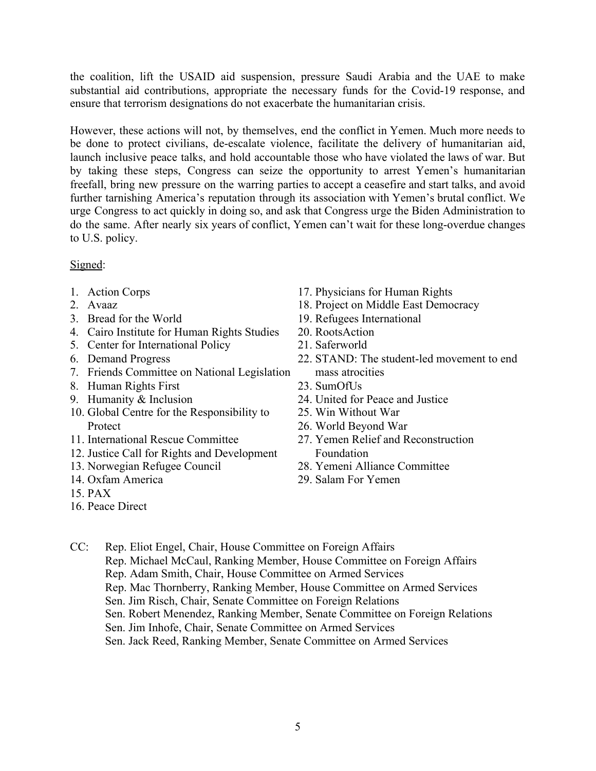the coalition, lift the USAID aid suspension, pressure Saudi Arabia and the UAE to make substantial aid contributions, appropriate the necessary funds for the Covid-19 response, and ensure that terrorism designations do not exacerbate the humanitarian crisis.

However, these actions will not, by themselves, end the conflict in Yemen. Much more needs to be done to protect civilians, de-escalate violence, facilitate the delivery of humanitarian aid, launch inclusive peace talks, and hold accountable those who have violated the laws of war. But by taking these steps, Congress can seize the opportunity to arrest Yemen's humanitarian freefall, bring new pressure on the warring parties to accept a ceasefire and start talks, and avoid further tarnishing America's reputation through its association with Yemen's brutal conflict. We urge Congress to act quickly in doing so, and ask that Congress urge the Biden Administration to do the same. After nearly six years of conflict, Yemen can't wait for these long-overdue changes to U.S. policy.

<u>Signed</u>:

1. Action Corps
2. Avaaz
3. Bread for the World
4. Cairo Institute for Human Rights Studies
5. Center for International Policy
6. Demand Progress
7. Friends Committee on National Legislation
8. Human Rights First
9. Humanity & Inclusion
10. Global Centre for the Responsibility to Protect
11. International Rescue Committee
12. Justice Call for Rights and Development
13. Norwegian Refugee Council
14. Oxfam America
15. PAX
16. Peace Direct
17. Physicians for Human Rights
18. Project on Middle East Democracy
19. Refugees International
20. RootsAction
21. Saferworld
22. STAND: The student-led movement to end mass atrocities
23. SumOfUs
24. United for Peace and Justice
25. Win Without War
26. World Beyond War
27. Yemen Relief and Reconstruction Foundation
28. Yemeni Alliance Committee
29. Salam For Yemen

CC: Rep. Eliot Engel, Chair, House Committee on Foreign Affairs
Rep. Michael McCaul, Ranking Member, House Committee on Foreign Affairs
Rep. Adam Smith, Chair, House Committee on Armed Services
Rep. Mac Thornberry, Ranking Member, House Committee on Armed Services
Sen. Jim Risch, Chair, Senate Committee on Foreign Relations
Sen. Robert Menendez, Ranking Member, Senate Committee on Foreign Relations
Sen. Jim Inhofe, Chair, Senate Committee on Armed Services
Sen. Jack Reed, Ranking Member, Senate Committee on Armed Services